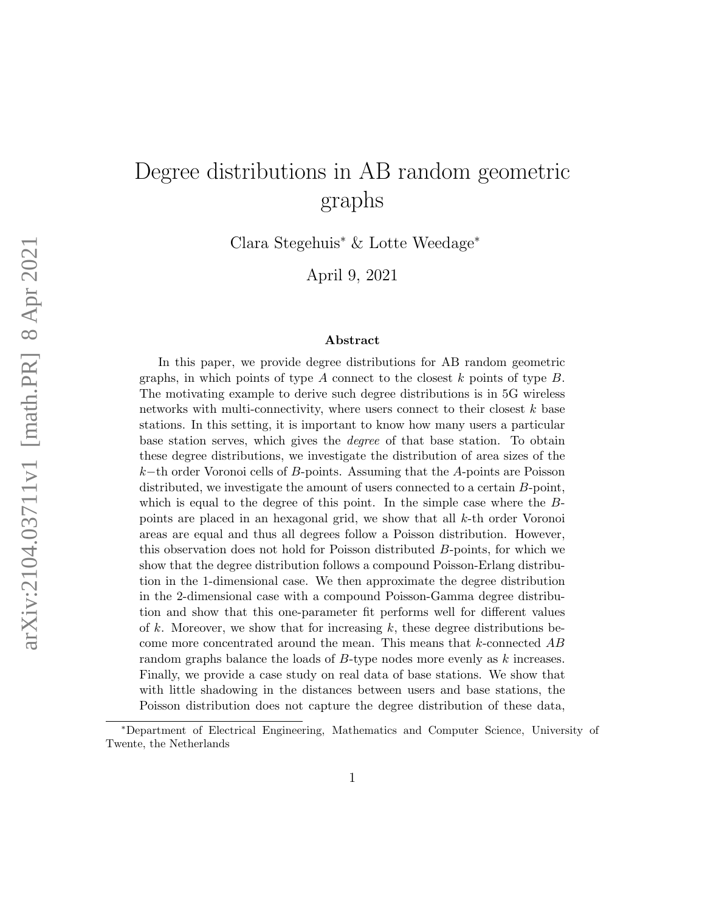# Degree distributions in AB random geometric graphs

Clara Stegehuis[*] & Lotte Weedage[*]

April 9, 2021

### Abstract

In this paper, we provide degree distributions for AB random geometric graphs, in which points of type $A$ connect to the closest $k$ points of type $B$. The motivating example to derive such degree distributions is in 5G wireless networks with multi-connectivity, where users connect to their closest $k$ base stations. In this setting, it is important to know how many users a particular base station serves, which gives the *degree* of that base station. To obtain these degree distributions, we investigate the distribution of area sizes of the $k-$th order Voronoi cells of $B$-points. Assuming that the $A$-points are Poisson distributed, we investigate the amount of users connected to a certain $B$-point, which is equal to the degree of this point. In the simple case where the $B$-points are placed in an hexagonal grid, we show that all $k$-th order Voronoi areas are equal and thus all degrees follow a Poisson distribution. However, this observation does not hold for Poisson distributed $B$-points, for which we show that the degree distribution follows a compound Poisson-Erlang distribution in the 1-dimensional case. We then approximate the degree distribution in the 2-dimensional case with a compound Poisson-Gamma degree distribution and show that this one-parameter fit performs well for different values of $k$. Moreover, we show that for increasing $k$, these degree distributions become more concentrated around the mean. This means that $k$-connected $AB$ random graphs balance the loads of $B$-type nodes more evenly as $k$ increases. Finally, we provide a case study on real data of base stations. We show that with little shadowing in the distances between users and base stations, the Poisson distribution does not capture the degree distribution of these data,

[*]Department of Electrical Engineering, Mathematics and Computer Science, University of Twente, the Netherlands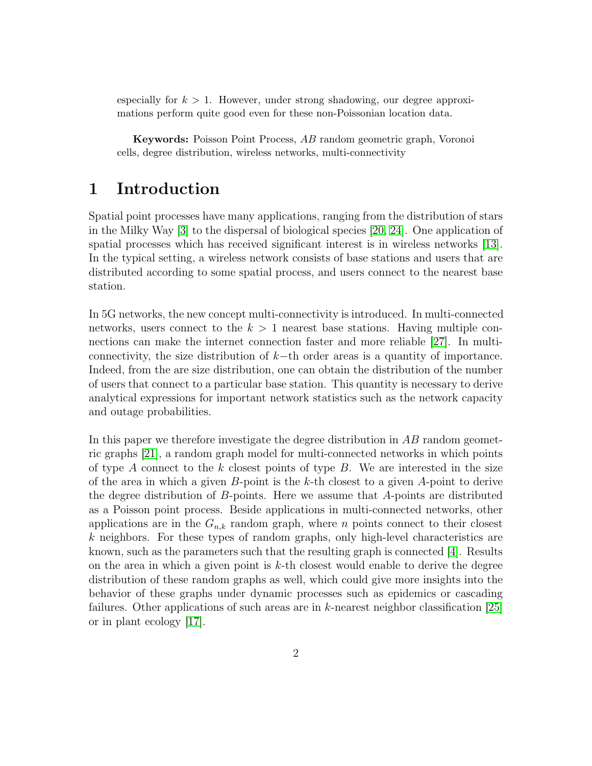especially for $k > 1$. However, under strong shadowing, our degree approximations perform quite good even for these non-Poissonian location data.

**Keywords:** Poisson Point Process, $AB$ random geometric graph, Voronoi cells, degree distribution, wireless networks, multi-connectivity

# 1 Introduction

Spatial point processes have many applications, ranging from the distribution of stars in the Milky Way [3] to the dispersal of biological species [20, 24]. One application of spatial processes which has received significant interest is in wireless networks [13]. In the typical setting, a wireless network consists of base stations and users that are distributed according to some spatial process, and users connect to the nearest base station.

In 5G networks, the new concept multi-connectivity is introduced. In multi-connected networks, users connect to the $k > 1$ nearest base stations. Having multiple connections can make the internet connection faster and more reliable [27]. In multi-connectivity, the size distribution of $k-$th order areas is a quantity of importance. Indeed, from the are size distribution, one can obtain the distribution of the number of users that connect to a particular base station. This quantity is necessary to derive analytical expressions for important network statistics such as the network capacity and outage probabilities.

In this paper we therefore investigate the degree distribution in $AB$ random geometric graphs [21], a random graph model for multi-connected networks in which points of type $A$ connect to the $k$ closest points of type $B$. We are interested in the size of the area in which a given $B$-point is the $k$-th closest to a given $A$-point to derive the degree distribution of $B$-points. Here we assume that $A$-points are distributed as a Poisson point process. Beside applications in multi-connected networks, other applications are in the $G_{n,k}$ random graph, where $n$ points connect to their closest $k$ neighbors. For these types of random graphs, only high-level characteristics are known, such as the parameters such that the resulting graph is connected [4]. Results on the area in which a given point is $k$-th closest would enable to derive the degree distribution of these random graphs as well, which could give more insights into the behavior of these graphs under dynamic processes such as epidemics or cascading failures. Other applications of such areas are in $k$-nearest neighbor classification [25] or in plant ecology [17].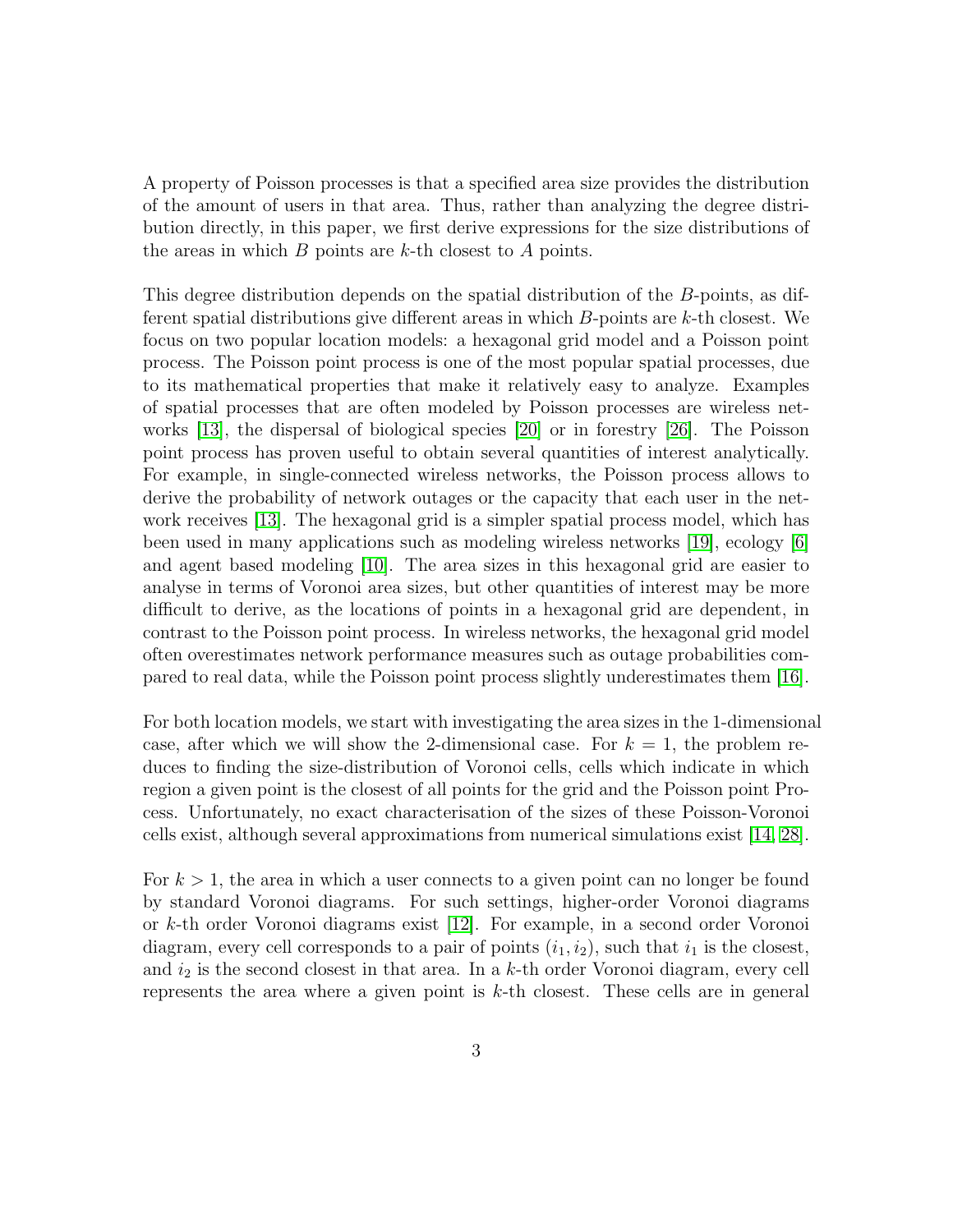A property of Poisson processes is that a specified area size provides the distribution of the amount of users in that area. Thus, rather than analyzing the degree distribution directly, in this paper, we first derive expressions for the size distributions of the areas in which $B$ points are $k$-th closest to $A$ points.

This degree distribution depends on the spatial distribution of the $B$-points, as different spatial distributions give different areas in which $B$-points are $k$-th closest. We focus on two popular location models: a hexagonal grid model and a Poisson point process. The Poisson point process is one of the most popular spatial processes, due to its mathematical properties that make it relatively easy to analyze. Examples of spatial processes that are often modeled by Poisson processes are wireless networks [13], the dispersal of biological species [20] or in forestry [26]. The Poisson point process has proven useful to obtain several quantities of interest analytically. For example, in single-connected wireless networks, the Poisson process allows to derive the probability of network outages or the capacity that each user in the network receives [13]. The hexagonal grid is a simpler spatial process model, which has been used in many applications such as modeling wireless networks [19], ecology [6] and agent based modeling [10]. The area sizes in this hexagonal grid are easier to analyse in terms of Voronoi area sizes, but other quantities of interest may be more difficult to derive, as the locations of points in a hexagonal grid are dependent, in contrast to the Poisson point process. In wireless networks, the hexagonal grid model often overestimates network performance measures such as outage probabilities compared to real data, while the Poisson point process slightly underestimates them [16].

For both location models, we start with investigating the area sizes in the 1-dimensional case, after which we will show the 2-dimensional case. For $k = 1$, the problem reduces to finding the size-distribution of Voronoi cells, cells which indicate in which region a given point is the closest of all points for the grid and the Poisson point Process. Unfortunately, no exact characterisation of the sizes of these Poisson-Voronoi cells exist, although several approximations from numerical simulations exist [14, 28].

For $k > 1$, the area in which a user connects to a given point can no longer be found by standard Voronoi diagrams. For such settings, higher-order Voronoi diagrams or $k$-th order Voronoi diagrams exist [12]. For example, in a second order Voronoi diagram, every cell corresponds to a pair of points $(i_1, i_2)$, such that $i_1$ is the closest, and $i_2$ is the second closest in that area. In a $k$-th order Voronoi diagram, every cell represents the area where a given point is $k$-th closest. These cells are in general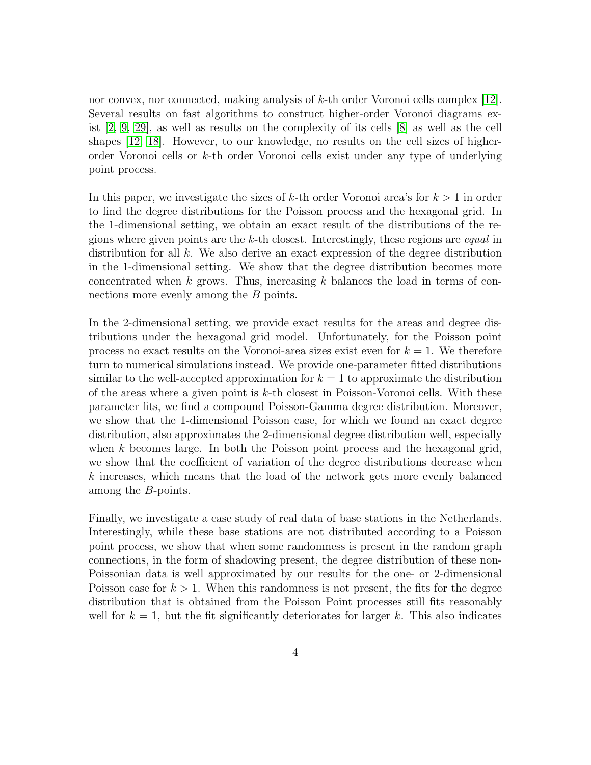nor convex, nor connected, making analysis of $k$-th order Voronoi cells complex [12]. Several results on fast algorithms to construct higher-order Voronoi diagrams exist [2, 9, 29], as well as results on the complexity of its cells [8] as well as the cell shapes [12, 18]. However, to our knowledge, no results on the cell sizes of higher-order Voronoi cells or $k$-th order Voronoi cells exist under any type of underlying point process.

In this paper, we investigate the sizes of $k$-th order Voronoi area's for $k > 1$ in order to find the degree distributions for the Poisson process and the hexagonal grid. In the 1-dimensional setting, we obtain an exact result of the distributions of the regions where given points are the $k$-th closest. Interestingly, these regions are *equal* in distribution for all $k$. We also derive an exact expression of the degree distribution in the 1-dimensional setting. We show that the degree distribution becomes more concentrated when $k$ grows. Thus, increasing $k$ balances the load in terms of connections more evenly among the $B$ points.

In the 2-dimensional setting, we provide exact results for the areas and degree distributions under the hexagonal grid model. Unfortunately, for the Poisson point process no exact results on the Voronoi-area sizes exist even for $k = 1$. We therefore turn to numerical simulations instead. We provide one-parameter fitted distributions similar to the well-accepted approximation for $k = 1$ to approximate the distribution of the areas where a given point is $k$-th closest in Poisson-Voronoi cells. With these parameter fits, we find a compound Poisson-Gamma degree distribution. Moreover, we show that the 1-dimensional Poisson case, for which we found an exact degree distribution, also approximates the 2-dimensional degree distribution well, especially when $k$ becomes large. In both the Poisson point process and the hexagonal grid, we show that the coefficient of variation of the degree distributions decrease when $k$ increases, which means that the load of the network gets more evenly balanced among the $B$-points.

Finally, we investigate a case study of real data of base stations in the Netherlands. Interestingly, while these base stations are not distributed according to a Poisson point process, we show that when some randomness is present in the random graph connections, in the form of shadowing present, the degree distribution of these non-Poissonian data is well approximated by our results for the one- or 2-dimensional Poisson case for $k > 1$. When this randomness is not present, the fits for the degree distribution that is obtained from the Poisson Point processes still fits reasonably well for $k = 1$, but the fit significantly deteriorates for larger $k$. This also indicates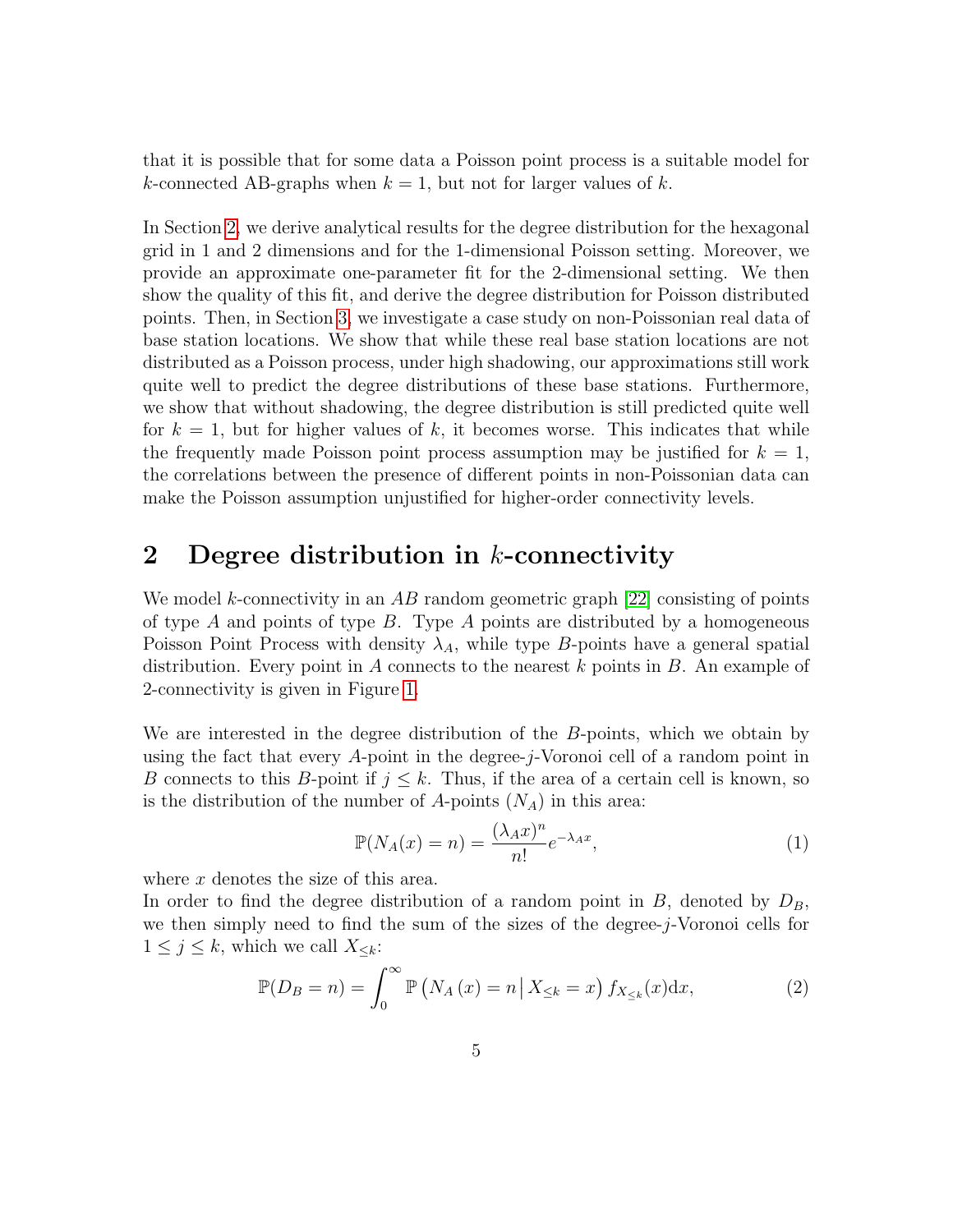that it is possible that for some data a Poisson point process is a suitable model for $k$-connected AB-graphs when $k = 1$, but not for larger values of $k$.

In Section 2, we derive analytical results for the degree distribution for the hexagonal grid in 1 and 2 dimensions and for the 1-dimensional Poisson setting. Moreover, we provide an approximate one-parameter fit for the 2-dimensional setting. We then show the quality of this fit, and derive the degree distribution for Poisson distributed points. Then, in Section 3, we investigate a case study on non-Poissonian real data of base station locations. We show that while these real base station locations are not distributed as a Poisson process, under high shadowing, our approximations still work quite well to predict the degree distributions of these base stations. Furthermore, we show that without shadowing, the degree distribution is still predicted quite well for $k = 1$, but for higher values of $k$, it becomes worse. This indicates that while the frequently made Poisson point process assumption may be justified for $k = 1$, the correlations between the presence of different points in non-Poissonian data can make the Poisson assumption unjustified for higher-order connectivity levels.

## 2 Degree distribution in $k$-connectivity

We model $k$-connectivity in an $AB$ random geometric graph [22] consisting of points of type $A$ and points of type $B$. Type $A$ points are distributed by a homogeneous Poisson Point Process with density $\lambda_A$, while type $B$-points have a general spatial distribution. Every point in $A$ connects to the nearest $k$ points in $B$. An example of 2-connectivity is given in Figure 1.

We are interested in the degree distribution of the $B$-points, which we obtain by using the fact that every $A$-point in the degree-$j$-Voronoi cell of a random point in $B$ connects to this $B$-point if $j \leq k$. Thus, if the area of a certain cell is known, so is the distribution of the number of $A$-points ($N_A$) in this area:

$$\mathbb{P}(N_A(x) = n) = \frac{(\lambda_A x)^n}{n!} e^{-\lambda_A x}, \tag{1}$$

where $x$ denotes the size of this area.
In order to find the degree distribution of a random point in $B$, denoted by $D_B$, we then simply need to find the sum of the sizes of the degree-$j$-Voronoi cells for $1 \leq j \leq k$, which we call $X_{\leq k}$:

$$\mathbb{P}(D_B = n) = \int_0^\infty \mathbb{P}\left(N_A\left(x\right) = n \,\middle|\, X_{\leq k} = x\right) f_{X_{\leq k}}(x) \mathrm{d}x, \tag{2}$$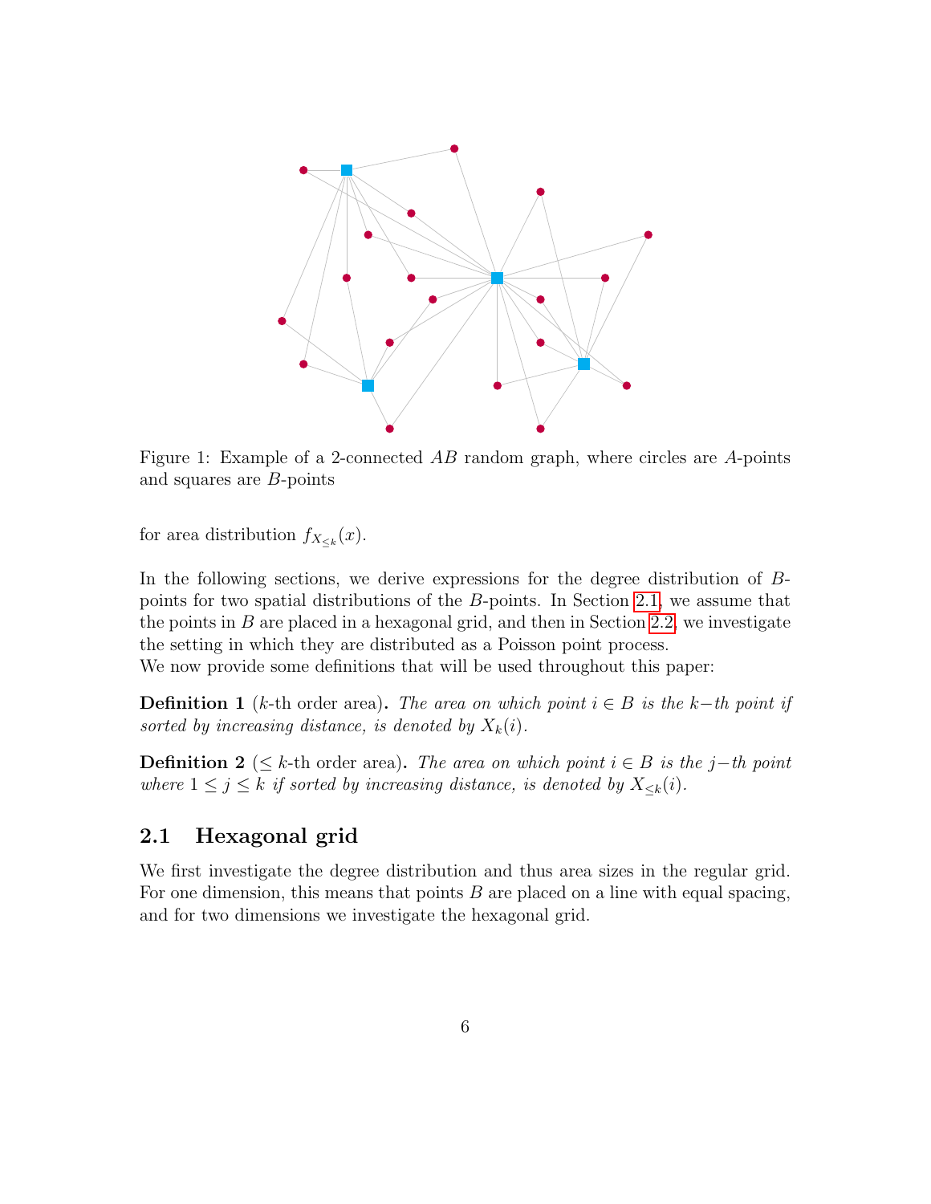Figure 1: Example of a 2-connected $AB$ random graph, where circles are $A$-points and squares are $B$-points

for area distribution $f_{X_{\leq k}}(x)$.

In the following sections, we derive expressions for the degree distribution of $B$-points for two spatial distributions of the $B$-points. In Section 2.1, we assume that the points in $B$ are placed in a hexagonal grid, and then in Section 2.2, we investigate the setting in which they are distributed as a Poisson point process.
We now provide some definitions that will be used throughout this paper:

**Definition 1** ($k$-th order area)**.** *The area on which point $i \in B$ is the $k-th$ point if sorted by increasing distance, is denoted by $X_k(i)$.*

**Definition 2** ($\leq k$-th order area)**.** *The area on which point $i \in B$ is the $j-th$ point where $1 \leq j \leq k$ if sorted by increasing distance, is denoted by $X_{\leq k}(i)$.*

## 2.1 Hexagonal grid

We first investigate the degree distribution and thus area sizes in the regular grid. For one dimension, this means that points $B$ are placed on a line with equal spacing, and for two dimensions we investigate the hexagonal grid.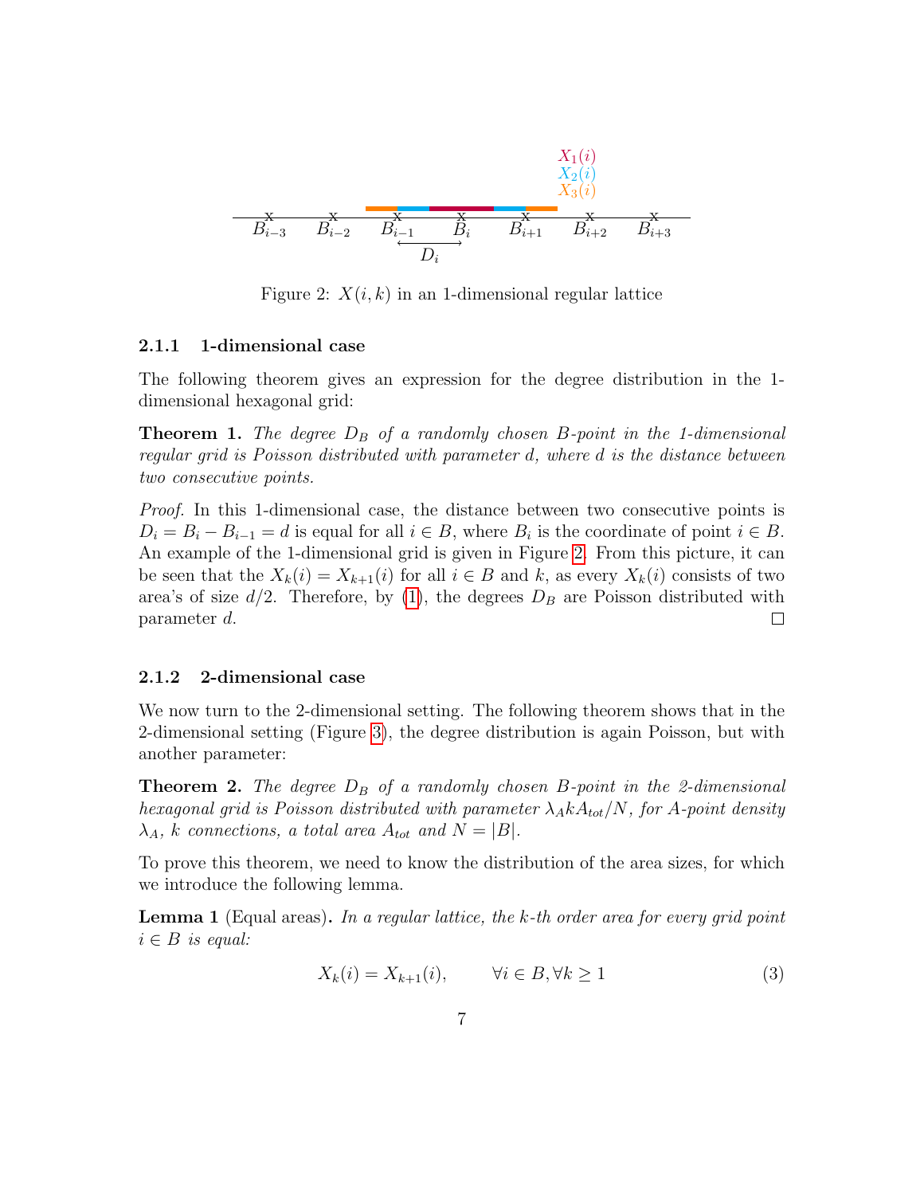Figure 2: $X(i, k)$ in an 1-dimensional regular lattice

### 2.1.1 1-dimensional case

The following theorem gives an expression for the degree distribution in the 1-dimensional hexagonal grid:

**Theorem 1.** *The degree $D_B$ of a randomly chosen B-point in the 1-dimensional regular grid is Poisson distributed with parameter d, where d is the distance between two consecutive points.*

*Proof.* In this 1-dimensional case, the distance between two consecutive points is $D_i = B_i - B_{i-1} = d$ is equal for all $i \in B$, where $B_i$ is the coordinate of point $i \in B$. An example of the 1-dimensional grid is given in Figure 2. From this picture, it can be seen that the $X_k(i) = X_{k+1}(i)$ for all $i \in B$ and $k$, as every $X_k(i)$ consists of two area's of size $d/2$. Therefore, by (1), the degrees $D_B$ are Poisson distributed with parameter $d$. □

### 2.1.2 2-dimensional case

We now turn to the 2-dimensional setting. The following theorem shows that in the 2-dimensional setting (Figure 3), the degree distribution is again Poisson, but with another parameter:

**Theorem 2.** *The degree $D_B$ of a randomly chosen B-point in the 2-dimensional hexagonal grid is Poisson distributed with parameter $\lambda_A k A_{tot}/N$, for A-point density $\lambda_A$, k connections, a total area $A_{tot}$ and $N = |B|$.*

To prove this theorem, we need to know the distribution of the area sizes, for which we introduce the following lemma.

**Lemma 1** (Equal areas)**.** *In a regular lattice, the k-th order area for every grid point $i \in B$ is equal:*

$$X_k(i) = X_{k+1}(i), \qquad \forall i \in B, \forall k \geq 1 \tag{3}$$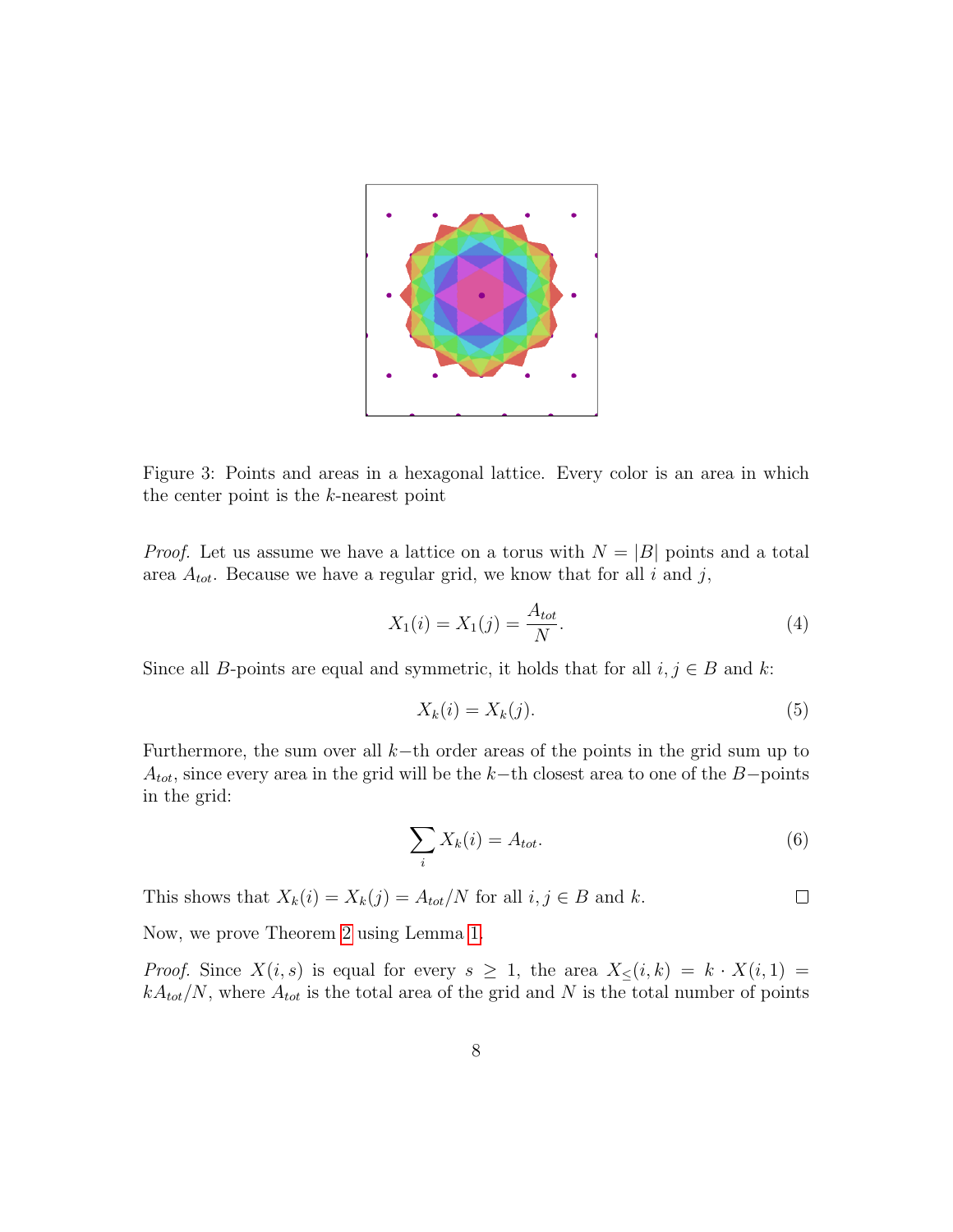Figure 3: Points and areas in a hexagonal lattice. Every color is an area in which the center point is the $k$-nearest point

*Proof.* Let us assume we have a lattice on a torus with $N = |B|$ points and a total area $A_{tot}$. Because we have a regular grid, we know that for all $i$ and $j$,

$$X_1(i) = X_1(j) = \frac{A_{tot}}{N}. \tag{4}$$

Since all $B$-points are equal and symmetric, it holds that for all $i, j \in B$ and $k$:

$$X_k(i) = X_k(j). \tag{5}$$

Furthermore, the sum over all $k-$th order areas of the points in the grid sum up to $A_{tot}$, since every area in the grid will be the $k-$th closest area to one of the $B-$points in the grid:

$$\sum_i X_k(i) = A_{tot}. \tag{6}$$

This shows that $X_k(i) = X_k(j) = A_{tot}/N$ for all $i, j \in B$ and $k$. □

Now, we prove Theorem 2 using Lemma 1.

*Proof.* Since $X(i, s)$ is equal for every $s \geq 1$, the area $X_{\leq}(i, k) = k \cdot X(i, 1) = kA_{tot}/N$, where $A_{tot}$ is the total area of the grid and $N$ is the total number of points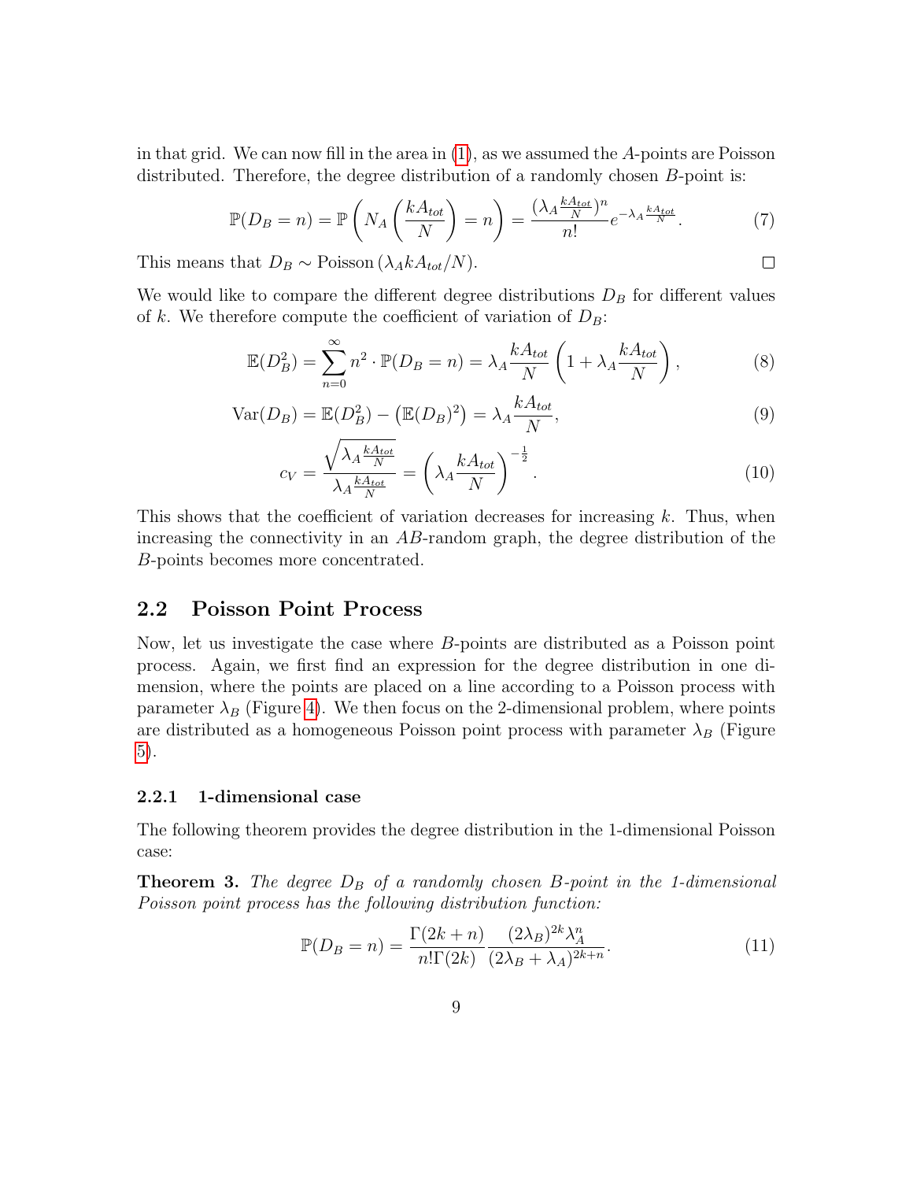in that grid. We can now fill in the area in (1), as we assumed the $A$-points are Poisson distributed. Therefore, the degree distribution of a randomly chosen $B$-point is:

$$\mathbb{P}(D_B = n) = \mathbb{P}\left(N_A\left(\frac{kA_{tot}}{N}\right) = n\right) = \frac{(\lambda_A \frac{kA_{tot}}{N})^n}{n!} e^{-\lambda_A \frac{kA_{tot}}{N}}. \tag{7}$$

This means that $D_B \sim \text{Poisson}\left(\lambda_A k A_{tot}/N\right)$. □

We would like to compare the different degree distributions $D_B$ for different values of $k$. We therefore compute the coefficient of variation of $D_B$:

$$\mathbb{E}(D_B^2) = \sum_{n=0}^{\infty} n^2 \cdot \mathbb{P}(D_B = n) = \lambda_A \frac{kA_{tot}}{N}\left(1 + \lambda_A \frac{kA_{tot}}{N}\right), \tag{8}$$

$$\text{Var}(D_B) = \mathbb{E}(D_B^2) - \left(\mathbb{E}(D_B)^2\right) = \lambda_A \frac{kA_{tot}}{N}, \tag{9}$$

$$c_V = \frac{\sqrt{\lambda_A \frac{kA_{tot}}{N}}}{\lambda_A \frac{kA_{tot}}{N}} = \left(\lambda_A \frac{kA_{tot}}{N}\right)^{-\frac{1}{2}}. \tag{10}$$

This shows that the coefficient of variation decreases for increasing $k$. Thus, when increasing the connectivity in an $AB$-random graph, the degree distribution of the $B$-points becomes more concentrated.

## 2.2 Poisson Point Process

Now, let us investigate the case where $B$-points are distributed as a Poisson point process. Again, we first find an expression for the degree distribution in one dimension, where the points are placed on a line according to a Poisson process with parameter $\lambda_B$ (Figure 4). We then focus on the 2-dimensional problem, where points are distributed as a homogeneous Poisson point process with parameter $\lambda_B$ (Figure 5).

### 2.2.1 1-dimensional case

The following theorem provides the degree distribution in the 1-dimensional Poisson case:

**Theorem 3.** *The degree $D_B$ of a randomly chosen $B$-point in the 1-dimensional Poisson point process has the following distribution function:*

$$\mathbb{P}(D_B = n) = \frac{\Gamma(2k+n)}{n!\Gamma(2k)} \frac{(2\lambda_B)^{2k} \lambda_A^n}{(2\lambda_B + \lambda_A)^{2k+n}}. \tag{11}$$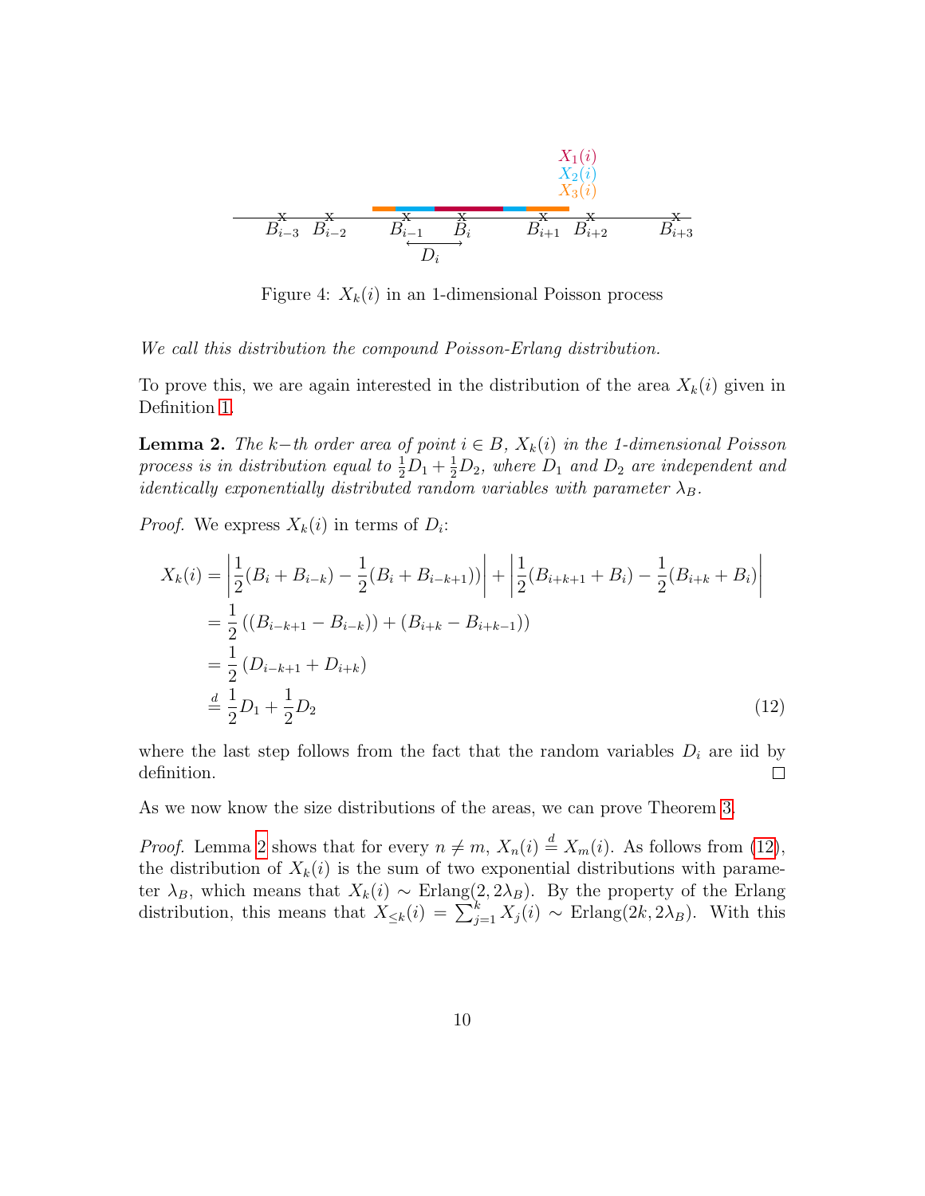Figure 4: $X_k(i)$ in an 1-dimensional Poisson process

*We call this distribution the compound Poisson-Erlang distribution.*

To prove this, we are again interested in the distribution of the area $X_k(i)$ given in Definition 1.

**Lemma 2.** *The $k-$th order area of point $i \in B$, $X_k(i)$ in the 1-dimensional Poisson process is in distribution equal to $\frac{1}{2}D_1 + \frac{1}{2}D_2$, where $D_1$ and $D_2$ are independent and identically exponentially distributed random variables with parameter $\lambda_B$.*

*Proof.* We express $X_k(i)$ in terms of $D_i$:

$$
\begin{aligned}
X_k(i) &= \left|\frac{1}{2}(B_i + B_{i-k}) - \frac{1}{2}(B_i + B_{i-k+1})\right| + \left|\frac{1}{2}(B_{i+k+1} + B_i) - \frac{1}{2}(B_{i+k} + B_i)\right| \\
&= \frac{1}{2}\left((B_{i-k+1} - B_{i-k})) + (B_{i+k} - B_{i+k-1})\right) \\
&= \frac{1}{2}\left(D_{i-k+1} + D_{i+k}\right) \\
&\overset{d}{=} \frac{1}{2}D_1 + \frac{1}{2}D_2
\end{aligned} \tag{12}
$$

where the last step follows from the fact that the random variables $D_i$ are iid by definition. □

As we now know the size distributions of the areas, we can prove Theorem 3.

*Proof.* Lemma 2 shows that for every $n \neq m$, $X_n(i) \overset{d}{=} X_m(i)$. As follows from (12), the distribution of $X_k(i)$ is the sum of two exponential distributions with parameter $\lambda_B$, which means that $X_k(i) \sim \text{Erlang}(2, 2\lambda_B)$. By the property of the Erlang distribution, this means that $X_{\leq k}(i) = \sum_{j=1}^{k} X_j(i) \sim \text{Erlang}(2k, 2\lambda_B)$. With this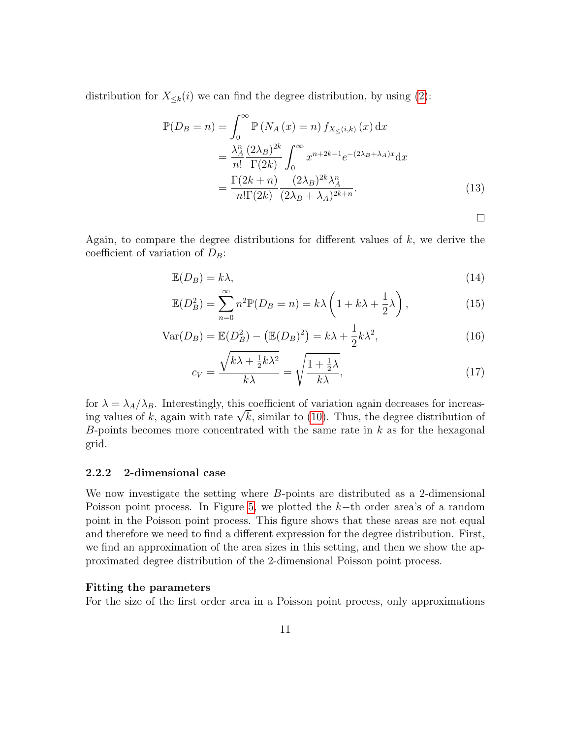distribution for $X_{\leq k}(i)$ we can find the degree distribution, by using (2):

$$
\begin{aligned}
\mathbb{P}(D_B = n) &= \int_0^\infty \mathbb{P}\left(N_A\left(x\right) = n\right) f_{X_{\leq (i,k)}}\left(x\right) \mathrm{d}x \\
&= \frac{\lambda_A^n}{n!} \frac{(2\lambda_B)^{2k}}{\Gamma(2k)} \int_0^\infty x^{n+2k-1} e^{-(2\lambda_B + \lambda_A)x} \mathrm{d}x \\
&= \frac{\Gamma(2k+n)}{n!\Gamma(2k)} \frac{(2\lambda_B)^{2k} \lambda_A^n}{(2\lambda_B + \lambda_A)^{2k+n}}. \qquad (13)
\end{aligned}
$$

□

Again, to compare the degree distributions for different values of $k$, we derive the coefficient of variation of $D_B$:

$$
\mathbb{E}(D_B) = k\lambda, \qquad (14)
$$

$$
\mathbb{E}(D_B^2) = \sum_{n=0}^{\infty} n^2 \mathbb{P}(D_B = n) = k\lambda\left(1 + k\lambda + \frac{1}{2}\lambda\right), \qquad (15)
$$

$$
\mathrm{Var}(D_B) = \mathbb{E}(D_B^2) - \left(\mathbb{E}(D_B)^2\right) = k\lambda + \frac{1}{2}k\lambda^2, \qquad (16)
$$

$$
c_V = \frac{\sqrt{k\lambda + \frac{1}{2}k\lambda^2}}{k\lambda} = \sqrt{\frac{1 + \frac{1}{2}\lambda}{k\lambda}}, \qquad (17)
$$

for $\lambda = \lambda_A/\lambda_B$. Interestingly, this coefficient of variation again decreases for increasing values of $k$, again with rate $\sqrt{k}$, similar to (10). Thus, the degree distribution of $B$-points becomes more concentrated with the same rate in $k$ as for the hexagonal grid.

### 2.2.2 2-dimensional case

We now investigate the setting where $B$-points are distributed as a 2-dimensional Poisson point process. In Figure 5, we plotted the $k-$th order area's of a random point in the Poisson point process. This figure shows that these areas are not equal and therefore we need to find a different expression for the degree distribution. First, we find an approximation of the area sizes in this setting, and then we show the approximated degree distribution of the 2-dimensional Poisson point process.

**Fitting the parameters**

For the size of the first order area in a Poisson point process, only approximations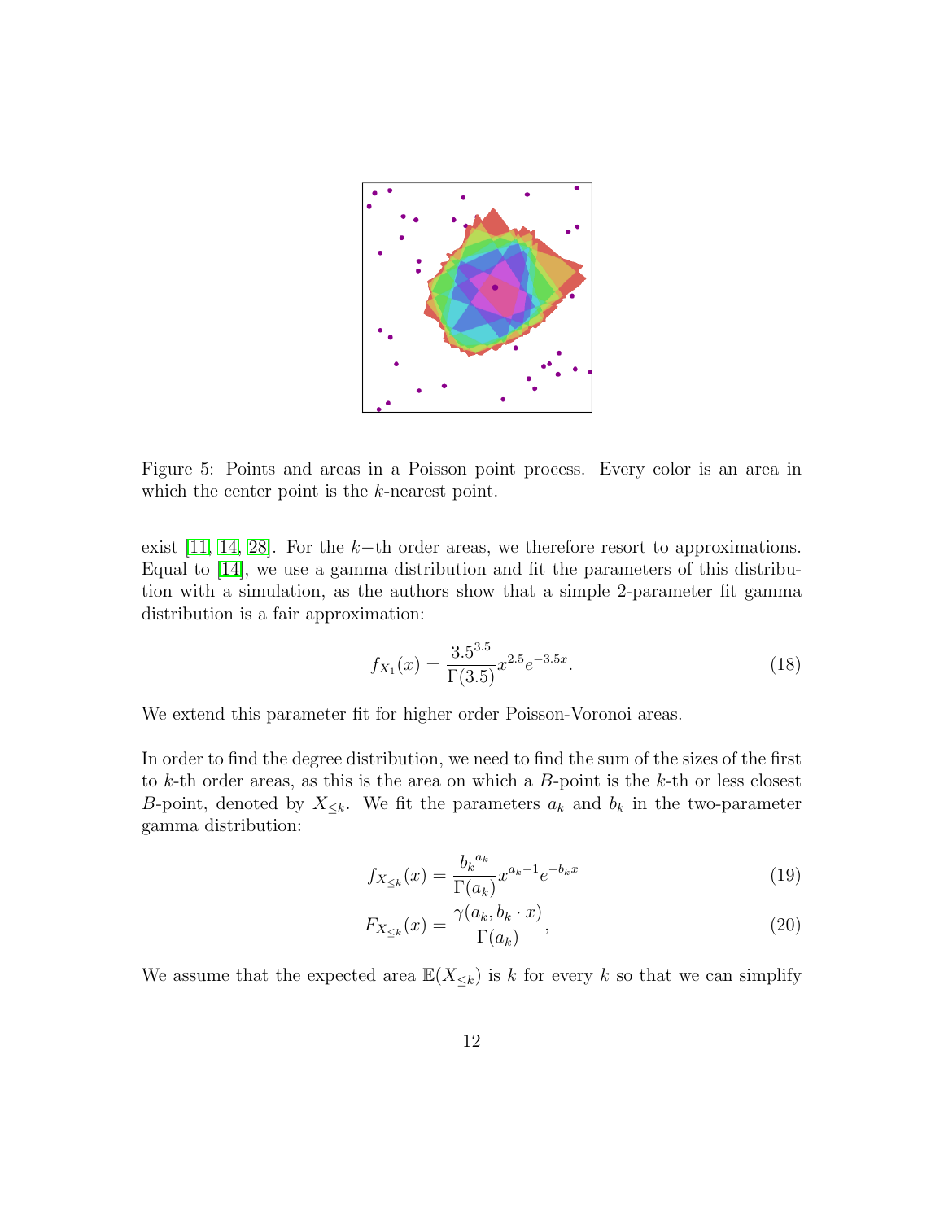Figure 5: Points and areas in a Poisson point process. Every color is an area in which the center point is the $k$-nearest point.

exist [11, 14, 28]. For the $k-$th order areas, we therefore resort to approximations. Equal to [14], we use a gamma distribution and fit the parameters of this distribution with a simulation, as the authors show that a simple 2-parameter fit gamma distribution is a fair approximation:

$$f_{X_1}(x) = \frac{3.5^{3.5}}{\Gamma(3.5)} x^{2.5} e^{-3.5x}. \tag{18}$$

We extend this parameter fit for higher order Poisson-Voronoi areas.

In order to find the degree distribution, we need to find the sum of the sizes of the first to $k$-th order areas, as this is the area on which a $B$-point is the $k$-th or less closest $B$-point, denoted by $X_{\leq k}$. We fit the parameters $a_k$ and $b_k$ in the two-parameter gamma distribution:

$$f_{X_{\leq k}}(x) = \frac{{b_k}^{a_k}}{\Gamma(a_k)} x^{a_k - 1} e^{-b_k x} \tag{19}$$

$$F_{X_{\leq k}}(x) = \frac{\gamma(a_k, b_k \cdot x)}{\Gamma(a_k)}, \tag{20}$$

We assume that the expected area $\mathbb{E}(X_{\leq k})$ is $k$ for every $k$ so that we can simplify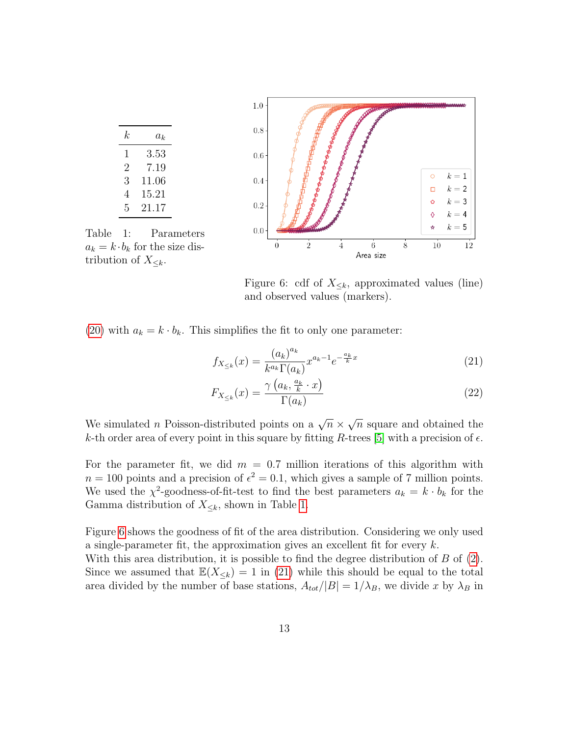| $k$ | $a_k$ |
|---|---|
| 1 | 3.53 |
| 2 | 7.19 |
| 3 | 11.06 |
| 4 | 15.21 |
| 5 | 21.17 |

Table 1: Parameters $a_k = k \cdot b_k$ for the size distribution of $X_{\leq k}$.

Figure 6: cdf of $X_{\leq k}$, approximated values (line) and observed values (markers).

(20) with $a_k = k \cdot b_k$. This simplifies the fit to only one parameter:

$$f_{X_{\leq k}}(x) = \frac{(a_k)^{a_k}}{k^{a_k}\Gamma(a_k)} x^{a_k - 1} e^{-\frac{a_k}{k}x} \tag{21}$$

$$F_{X_{\leq k}}(x) = \frac{\gamma\left(a_k, \frac{a_k}{k} \cdot x\right)}{\Gamma(a_k)} \tag{22}$$

We simulated $n$ Poisson-distributed points on a $\sqrt{n} \times \sqrt{n}$ square and obtained the $k$-th order area of every point in this square by fitting $R$-trees [5] with a precision of $\epsilon$.

For the parameter fit, we did $m = 0.7$ million iterations of this algorithm with $n = 100$ points and a precision of $\epsilon^2 = 0.1$, which gives a sample of 7 million points. We used the $\chi^2$-goodness-of-fit-test to find the best parameters $a_k = k \cdot b_k$ for the Gamma distribution of $X_{\leq k}$, shown in Table 1.

Figure 6 shows the goodness of fit of the area distribution. Considering we only used a single-parameter fit, the approximation gives an excellent fit for every $k$.
With this area distribution, it is possible to find the degree distribution of $B$ of (2). Since we assumed that $\mathbb{E}(X_{\leq k}) = 1$ in (21) while this should be equal to the total area divided by the number of base stations, $A_{tot}/|B| = 1/\lambda_B$, we divide $x$ by $\lambda_B$ in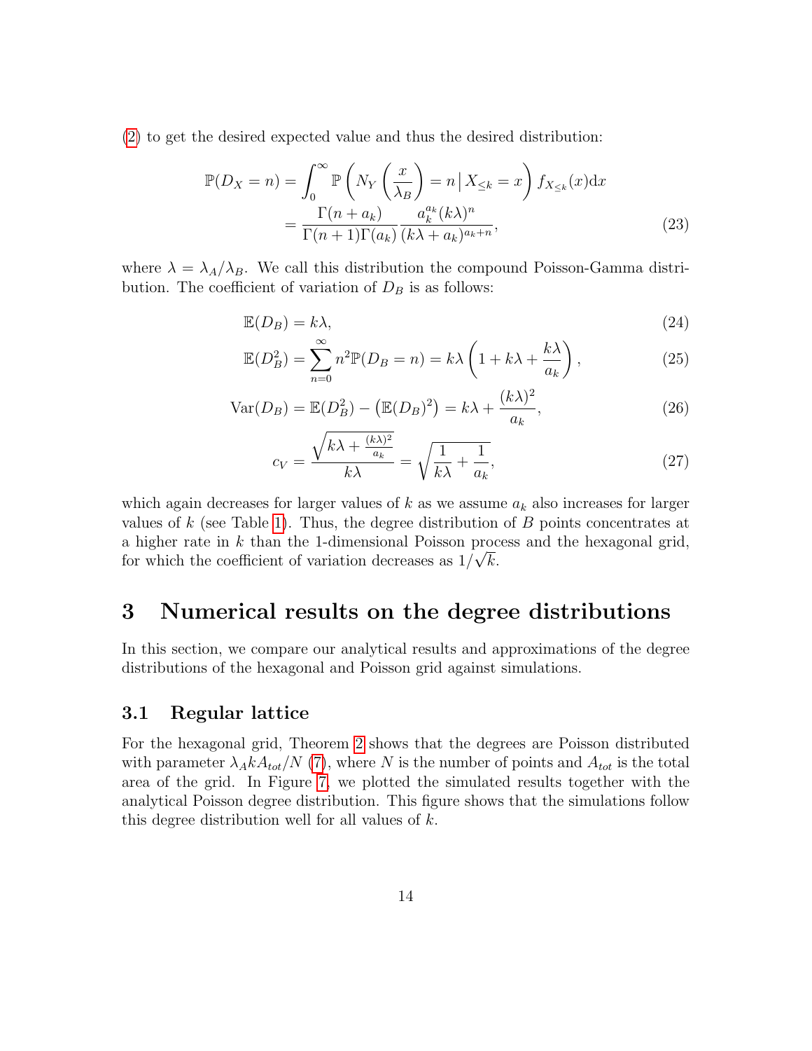(2) to get the desired expected value and thus the desired distribution:

$$\begin{aligned}
\mathbb{P}(D_X = n) &= \int_0^\infty \mathbb{P}\left(N_Y\left(\frac{x}{\lambda_B}\right) = n \,\middle|\, X_{\le k} = x\right) f_{X_{\le k}}(x)\mathrm{d}x \\
&= \frac{\Gamma(n + a_k)}{\Gamma(n+1)\Gamma(a_k)} \frac{a_k^{a_k}(k\lambda)^n}{(k\lambda + a_k)^{a_k+n}},
\end{aligned} \tag{23}$$

where $\lambda = \lambda_A/\lambda_B$. We call this distribution the compound Poisson-Gamma distribution. The coefficient of variation of $D_B$ is as follows:

$$\mathbb{E}(D_B) = k\lambda, \tag{24}$$

$$\mathbb{E}(D_B^2) = \sum_{n=0}^{\infty} n^2 \mathbb{P}(D_B = n) = k\lambda\left(1 + k\lambda + \frac{k\lambda}{a_k}\right), \tag{25}$$

$$\mathrm{Var}(D_B) = \mathbb{E}(D_B^2) - \left(\mathbb{E}(D_B)^2\right) = k\lambda + \frac{(k\lambda)^2}{a_k}, \tag{26}$$

$$c_V = \frac{\sqrt{k\lambda + \frac{(k\lambda)^2}{a_k}}}{k\lambda} = \sqrt{\frac{1}{k\lambda} + \frac{1}{a_k}}, \tag{27}$$

which again decreases for larger values of $k$ as we assume $a_k$ also increases for larger values of $k$ (see Table 1). Thus, the degree distribution of $B$ points concentrates at a higher rate in $k$ than the 1-dimensional Poisson process and the hexagonal grid, for which the coefficient of variation decreases as $1/\sqrt{k}$.

# 3 Numerical results on the degree distributions

In this section, we compare our analytical results and approximations of the degree distributions of the hexagonal and Poisson grid against simulations.

## 3.1 Regular lattice

For the hexagonal grid, Theorem 2 shows that the degrees are Poisson distributed with parameter $\lambda_A k A_{tot}/N$ (7), where $N$ is the number of points and $A_{tot}$ is the total area of the grid. In Figure 7, we plotted the simulated results together with the analytical Poisson degree distribution. This figure shows that the simulations follow this degree distribution well for all values of $k$.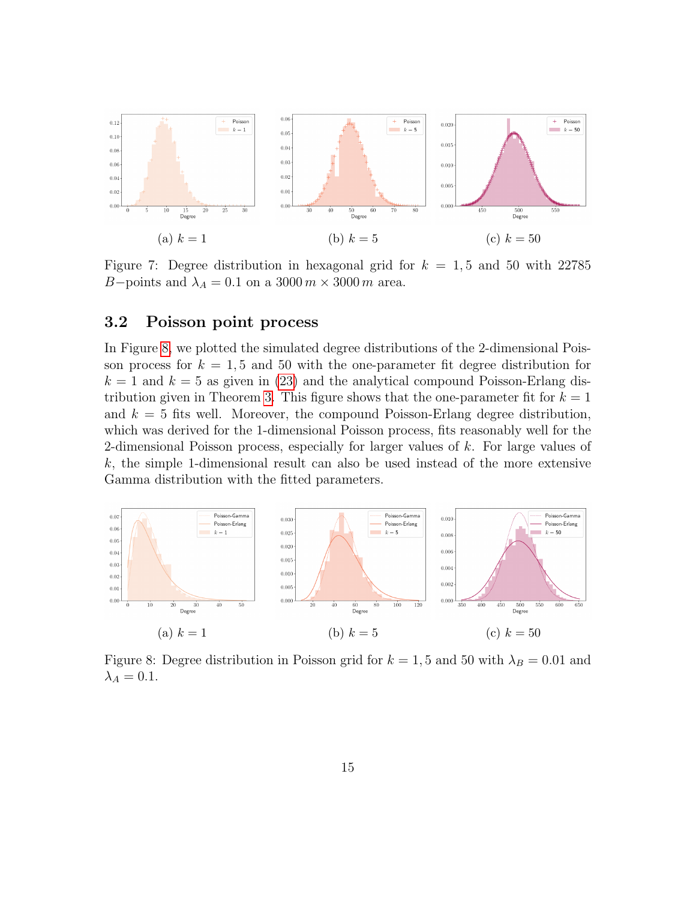(a) $k = 1$

(b) $k = 5$

(c) $k = 50$

Figure 7: Degree distribution in hexagonal grid for $k = 1, 5$ and 50 with 22785 $B-$points and $\lambda_A = 0.1$ on a $3000\,m \times 3000\,m$ area.

### 3.2 Poisson point process

In Figure 8, we plotted the simulated degree distributions of the 2-dimensional Poisson process for $k = 1, 5$ and 50 with the one-parameter fit degree distribution for $k = 1$ and $k = 5$ as given in (23) and the analytical compound Poisson-Erlang distribution given in Theorem 3. This figure shows that the one-parameter fit for $k = 1$ and $k = 5$ fits well. Moreover, the compound Poisson-Erlang degree distribution, which was derived for the 1-dimensional Poisson process, fits reasonably well for the 2-dimensional Poisson process, especially for larger values of $k$. For large values of $k$, the simple 1-dimensional result can also be used instead of the more extensive Gamma distribution with the fitted parameters.

(a) $k = 1$

(b) $k = 5$

(c) $k = 50$

Figure 8: Degree distribution in Poisson grid for $k = 1, 5$ and 50 with $\lambda_B = 0.01$ and $\lambda_A = 0.1$.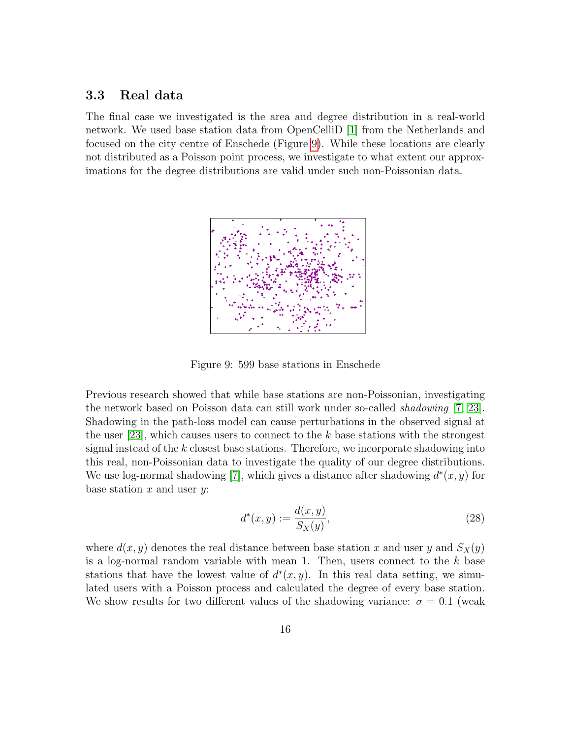### 3.3 Real data

The final case we investigated is the area and degree distribution in a real-world network. We used base station data from OpenCelliD [1] from the Netherlands and focused on the city centre of Enschede (Figure 9). While these locations are clearly not distributed as a Poisson point process, we investigate to what extent our approximations for the degree distributions are valid under such non-Poissonian data.

Figure 9: 599 base stations in Enschede

Previous research showed that while base stations are non-Poissonian, investigating the network based on Poisson data can still work under so-called *shadowing* [7, 23]. Shadowing in the path-loss model can cause perturbations in the observed signal at the user [23], which causes users to connect to the $k$ base stations with the strongest signal instead of the $k$ closest base stations. Therefore, we incorporate shadowing into this real, non-Poissonian data to investigate the quality of our degree distributions. We use log-normal shadowing [7], which gives a distance after shadowing $d^*(x, y)$ for base station $x$ and user $y$:

$$d^*(x, y) := \frac{d(x, y)}{S_X(y)}, \tag{28}$$

where $d(x, y)$ denotes the real distance between base station $x$ and user $y$ and $S_X(y)$ is a log-normal random variable with mean 1. Then, users connect to the $k$ base stations that have the lowest value of $d^*(x, y)$. In this real data setting, we simulated users with a Poisson process and calculated the degree of every base station. We show results for two different values of the shadowing variance: $\sigma = 0.1$ (weak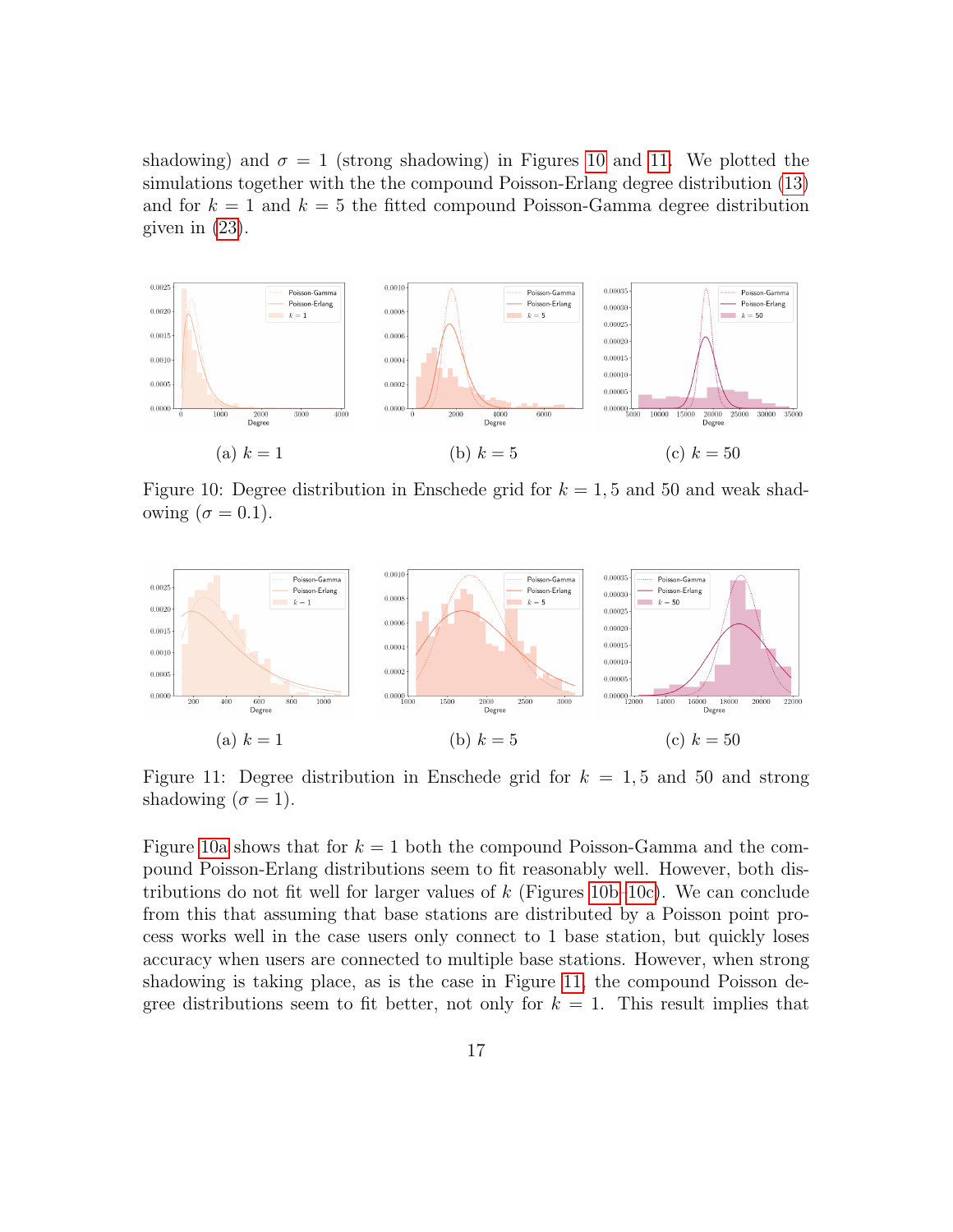shadowing) and $\sigma = 1$ (strong shadowing) in Figures 10 and 11. We plotted the simulations together with the the compound Poisson-Erlang degree distribution (13) and for $k = 1$ and $k = 5$ the fitted compound Poisson-Gamma degree distribution given in (23).

(a) $k = 1$

(b) $k = 5$

(c) $k = 50$

Figure 10: Degree distribution in Enschede grid for $k = 1, 5$ and 50 and weak shadowing ($\sigma = 0.1$).

(a) $k = 1$

(b) $k = 5$

(c) $k = 50$

Figure 11: Degree distribution in Enschede grid for $k = 1, 5$ and 50 and strong shadowing ($\sigma = 1$).

Figure 10a shows that for $k = 1$ both the compound Poisson-Gamma and the compound Poisson-Erlang distributions seem to fit reasonably well. However, both distributions do not fit well for larger values of $k$ (Figures 10b–10c). We can conclude from this that assuming that base stations are distributed by a Poisson point process works well in the case users only connect to 1 base station, but quickly loses accuracy when users are connected to multiple base stations. However, when strong shadowing is taking place, as is the case in Figure 11, the compound Poisson degree distributions seem to fit better, not only for $k = 1$. This result implies that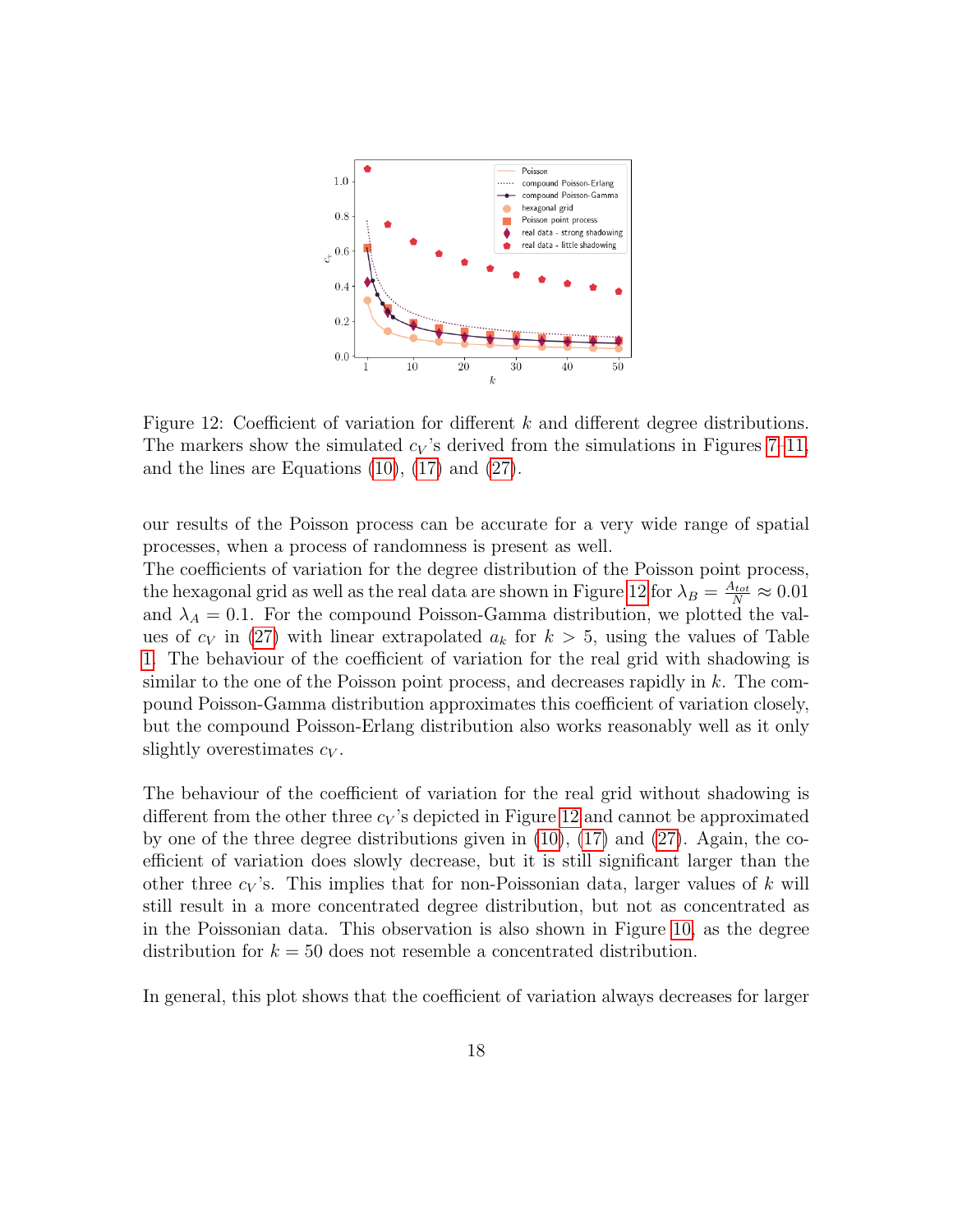Figure 12: Coefficient of variation for different $k$ and different degree distributions. The markers show the simulated $c_V$'s derived from the simulations in Figures 7–11, and the lines are Equations (10), (17) and (27).

our results of the Poisson process can be accurate for a very wide range of spatial processes, when a process of randomness is present as well.
The coefficients of variation for the degree distribution of the Poisson point process, the hexagonal grid as well as the real data are shown in Figure 12 for $\lambda_B = \frac{A_{tot}}{N} \approx 0.01$ and $\lambda_A = 0.1$. For the compound Poisson-Gamma distribution, we plotted the values of $c_V$ in (27) with linear extrapolated $a_k$ for $k > 5$, using the values of Table 1. The behaviour of the coefficient of variation for the real grid with shadowing is similar to the one of the Poisson point process, and decreases rapidly in $k$. The compound Poisson-Gamma distribution approximates this coefficient of variation closely, but the compound Poisson-Erlang distribution also works reasonably well as it only slightly overestimates $c_V$.

The behaviour of the coefficient of variation for the real grid without shadowing is different from the other three $c_V$'s depicted in Figure 12 and cannot be approximated by one of the three degree distributions given in (10), (17) and (27). Again, the coefficient of variation does slowly decrease, but it is still significant larger than the other three $c_V$'s. This implies that for non-Poissonian data, larger values of $k$ will still result in a more concentrated degree distribution, but not as concentrated as in the Poissonian data. This observation is also shown in Figure 10, as the degree distribution for $k = 50$ does not resemble a concentrated distribution.

In general, this plot shows that the coefficient of variation always decreases for larger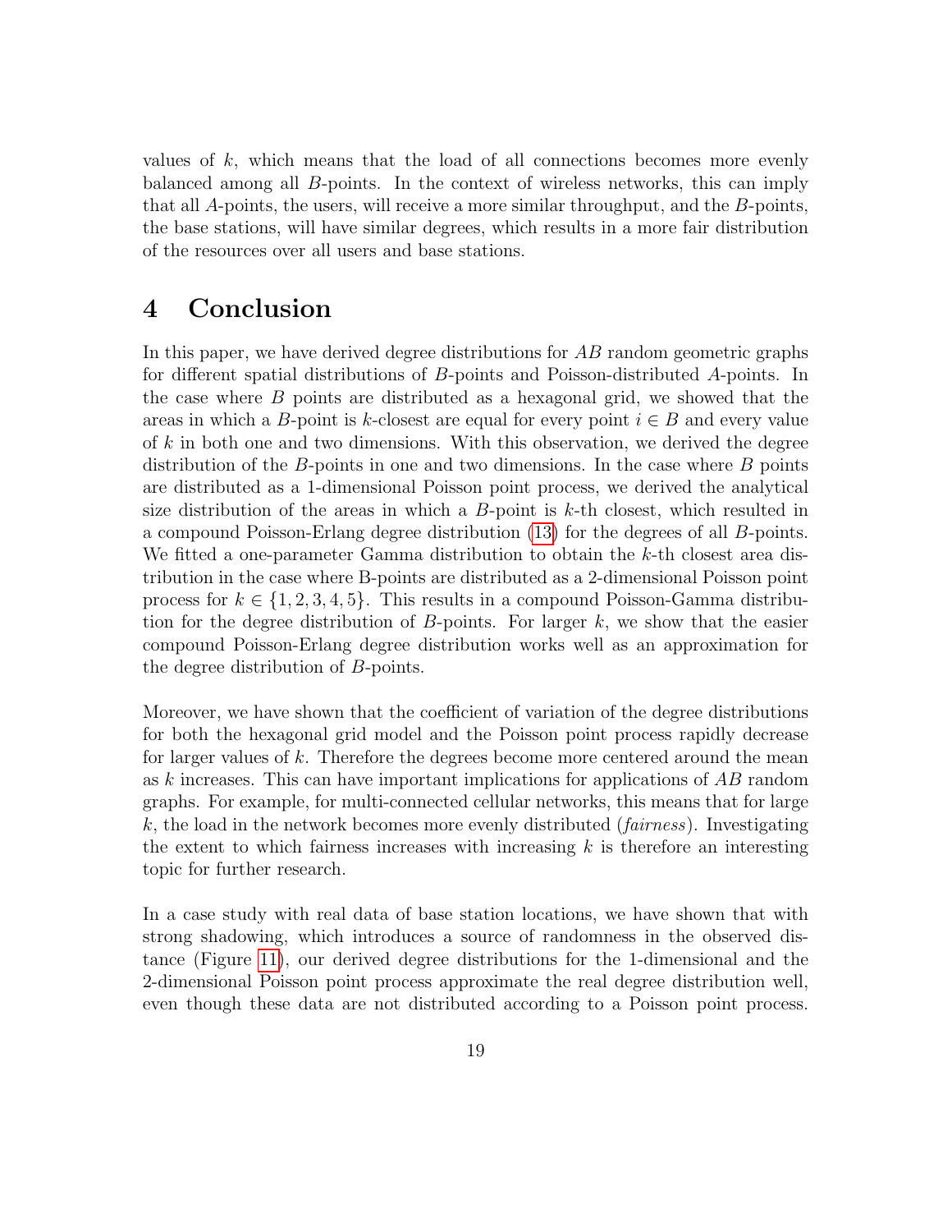values of $k$, which means that the load of all connections becomes more evenly balanced among all $B$-points. In the context of wireless networks, this can imply that all $A$-points, the users, will receive a more similar throughput, and the $B$-points, the base stations, will have similar degrees, which results in a more fair distribution of the resources over all users and base stations.

# 4 Conclusion

In this paper, we have derived degree distributions for $AB$ random geometric graphs for different spatial distributions of $B$-points and Poisson-distributed $A$-points. In the case where $B$ points are distributed as a hexagonal grid, we showed that the areas in which a $B$-point is $k$-closest are equal for every point $i \in B$ and every value of $k$ in both one and two dimensions. With this observation, we derived the degree distribution of the $B$-points in one and two dimensions. In the case where $B$ points are distributed as a 1-dimensional Poisson point process, we derived the analytical size distribution of the areas in which a $B$-point is $k$-th closest, which resulted in a compound Poisson-Erlang degree distribution (13) for the degrees of all $B$-points. We fitted a one-parameter Gamma distribution to obtain the $k$-th closest area distribution in the case where B-points are distributed as a 2-dimensional Poisson point process for $k \in \{1, 2, 3, 4, 5\}$. This results in a compound Poisson-Gamma distribution for the degree distribution of $B$-points. For larger $k$, we show that the easier compound Poisson-Erlang degree distribution works well as an approximation for the degree distribution of $B$-points.

Moreover, we have shown that the coefficient of variation of the degree distributions for both the hexagonal grid model and the Poisson point process rapidly decrease for larger values of $k$. Therefore the degrees become more centered around the mean as $k$ increases. This can have important implications for applications of $AB$ random graphs. For example, for multi-connected cellular networks, this means that for large $k$, the load in the network becomes more evenly distributed (*fairness*). Investigating the extent to which fairness increases with increasing $k$ is therefore an interesting topic for further research.

In a case study with real data of base station locations, we have shown that with strong shadowing, which introduces a source of randomness in the observed distance (Figure 11), our derived degree distributions for the 1-dimensional and the 2-dimensional Poisson point process approximate the real degree distribution well, even though these data are not distributed according to a Poisson point process.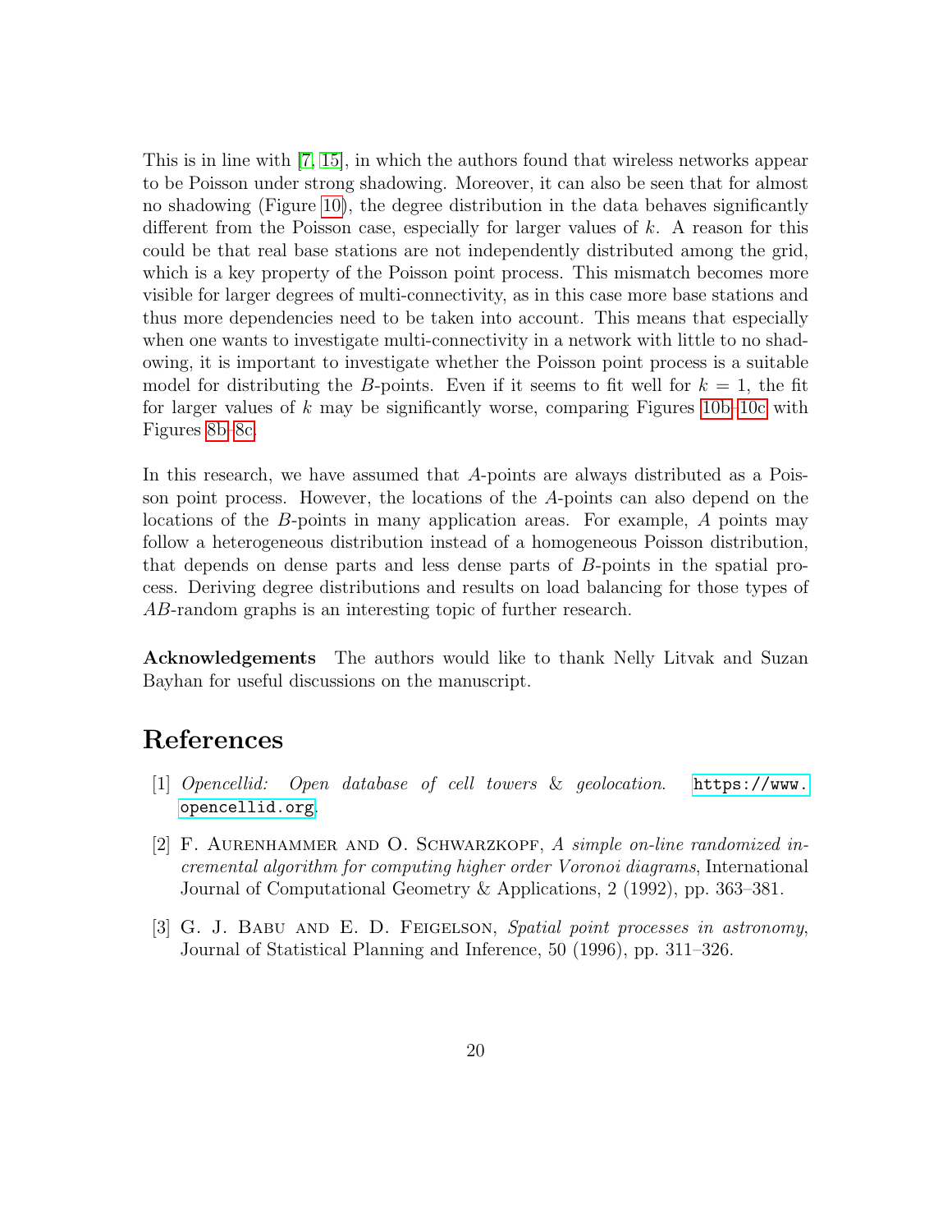This is in line with [7, 15], in which the authors found that wireless networks appear to be Poisson under strong shadowing. Moreover, it can also be seen that for almost no shadowing (Figure 10), the degree distribution in the data behaves significantly different from the Poisson case, especially for larger values of $k$. A reason for this could be that real base stations are not independently distributed among the grid, which is a key property of the Poisson point process. This mismatch becomes more visible for larger degrees of multi-connectivity, as in this case more base stations and thus more dependencies need to be taken into account. This means that especially when one wants to investigate multi-connectivity in a network with little to no shadowing, it is important to investigate whether the Poisson point process is a suitable model for distributing the $B$-points. Even if it seems to fit well for $k = 1$, the fit for larger values of $k$ may be significantly worse, comparing Figures 10b–10c with Figures 8b–8c.

In this research, we have assumed that $A$-points are always distributed as a Poisson point process. However, the locations of the $A$-points can also depend on the locations of the $B$-points in many application areas. For example, $A$ points may follow a heterogeneous distribution instead of a homogeneous Poisson distribution, that depends on dense parts and less dense parts of $B$-points in the spatial process. Deriving degree distributions and results on load balancing for those types of $AB$-random graphs is an interesting topic of further research.

**Acknowledgements** The authors would like to thank Nelly Litvak and Suzan Bayhan for useful discussions on the manuscript.

# References

[1] *Opencellid: Open database of cell towers & geolocation.* https://www.opencellid.org.

[2] F. Aurenhammer and O. Schwarzkopf, *A simple on-line randomized incremental algorithm for computing higher order Voronoi diagrams*, International Journal of Computational Geometry & Applications, 2 (1992), pp. 363–381.

[3] G. J. Babu and E. D. Feigelson, *Spatial point processes in astronomy*, Journal of Statistical Planning and Inference, 50 (1996), pp. 311–326.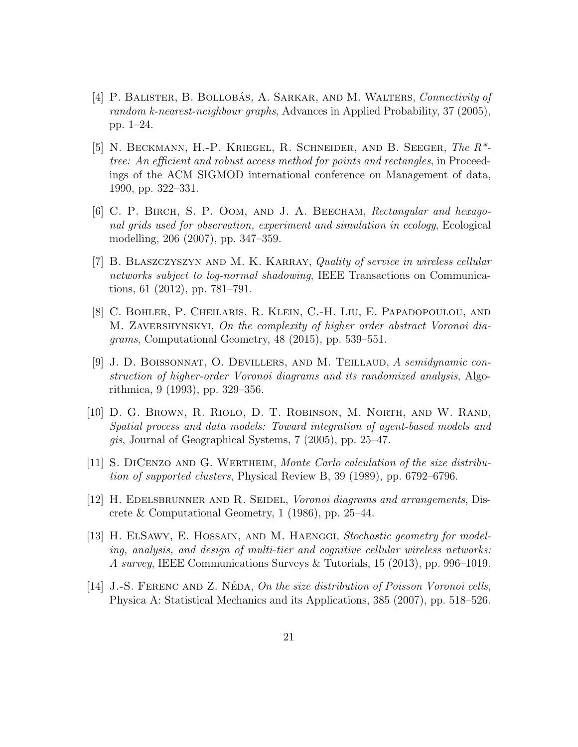[4] P. Balister, B. Bollobás, A. Sarkar, and M. Walters, *Connectivity of random k-nearest-neighbour graphs*, Advances in Applied Probability, 37 (2005), pp. 1–24.

[5] N. Beckmann, H.-P. Kriegel, R. Schneider, and B. Seeger, *The R\*-tree: An efficient and robust access method for points and rectangles*, in Proceedings of the ACM SIGMOD international conference on Management of data, 1990, pp. 322–331.

[6] C. P. Birch, S. P. Oom, and J. A. Beecham, *Rectangular and hexagonal grids used for observation, experiment and simulation in ecology*, Ecological modelling, 206 (2007), pp. 347–359.

[7] B. Blaszczyszyn and M. K. Karray, *Quality of service in wireless cellular networks subject to log-normal shadowing*, IEEE Transactions on Communications, 61 (2012), pp. 781–791.

[8] C. Bohler, P. Cheilaris, R. Klein, C.-H. Liu, E. Papadopoulou, and M. Zavershynskyi, *On the complexity of higher order abstract Voronoi diagrams*, Computational Geometry, 48 (2015), pp. 539–551.

[9] J. D. Boissonnat, O. Devillers, and M. Teillaud, *A semidynamic construction of higher-order Voronoi diagrams and its randomized analysis*, Algorithmica, 9 (1993), pp. 329–356.

[10] D. G. Brown, R. Riolo, D. T. Robinson, M. North, and W. Rand, *Spatial process and data models: Toward integration of agent-based models and gis*, Journal of Geographical Systems, 7 (2005), pp. 25–47.

[11] S. DiCenzo and G. Wertheim, *Monte Carlo calculation of the size distribution of supported clusters*, Physical Review B, 39 (1989), pp. 6792–6796.

[12] H. Edelsbrunner and R. Seidel, *Voronoi diagrams and arrangements*, Discrete & Computational Geometry, 1 (1986), pp. 25–44.

[13] H. ElSawy, E. Hossain, and M. Haenggi, *Stochastic geometry for modeling, analysis, and design of multi-tier and cognitive cellular wireless networks: A survey*, IEEE Communications Surveys & Tutorials, 15 (2013), pp. 996–1019.

[14] J.-S. Ferenc and Z. Néda, *On the size distribution of Poisson Voronoi cells*, Physica A: Statistical Mechanics and its Applications, 385 (2007), pp. 518–526.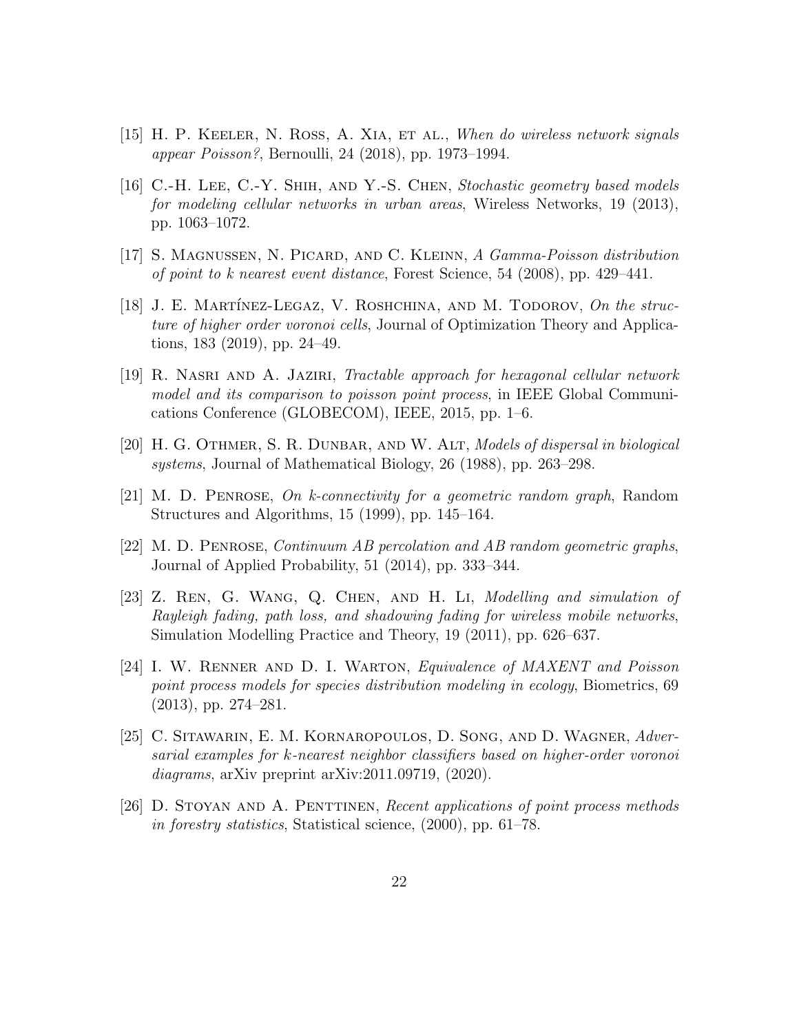[15] H. P. Keeler, N. Ross, A. Xia, et al., *When do wireless network signals appear Poisson?*, Bernoulli, 24 (2018), pp. 1973–1994.

[16] C.-H. Lee, C.-Y. Shih, and Y.-S. Chen, *Stochastic geometry based models for modeling cellular networks in urban areas*, Wireless Networks, 19 (2013), pp. 1063–1072.

[17] S. Magnussen, N. Picard, and C. Kleinn, *A Gamma-Poisson distribution of point to k nearest event distance*, Forest Science, 54 (2008), pp. 429–441.

[18] J. E. Martínez-Legaz, V. Roshchina, and M. Todorov, *On the structure of higher order voronoi cells*, Journal of Optimization Theory and Applications, 183 (2019), pp. 24–49.

[19] R. Nasri and A. Jaziri, *Tractable approach for hexagonal cellular network model and its comparison to poisson point process*, in IEEE Global Communications Conference (GLOBECOM), IEEE, 2015, pp. 1–6.

[20] H. G. Othmer, S. R. Dunbar, and W. Alt, *Models of dispersal in biological systems*, Journal of Mathematical Biology, 26 (1988), pp. 263–298.

[21] M. D. Penrose, *On k-connectivity for a geometric random graph*, Random Structures and Algorithms, 15 (1999), pp. 145–164.

[22] M. D. Penrose, *Continuum AB percolation and AB random geometric graphs*, Journal of Applied Probability, 51 (2014), pp. 333–344.

[23] Z. Ren, G. Wang, Q. Chen, and H. Li, *Modelling and simulation of Rayleigh fading, path loss, and shadowing fading for wireless mobile networks*, Simulation Modelling Practice and Theory, 19 (2011), pp. 626–637.

[24] I. W. Renner and D. I. Warton, *Equivalence of MAXENT and Poisson point process models for species distribution modeling in ecology*, Biometrics, 69 (2013), pp. 274–281.

[25] C. Sitawarin, E. M. Kornaropoulos, D. Song, and D. Wagner, *Adversarial examples for k-nearest neighbor classifiers based on higher-order voronoi diagrams*, arXiv preprint arXiv:2011.09719, (2020).

[26] D. Stoyan and A. Penttinen, *Recent applications of point process methods in forestry statistics*, Statistical science, (2000), pp. 61–78.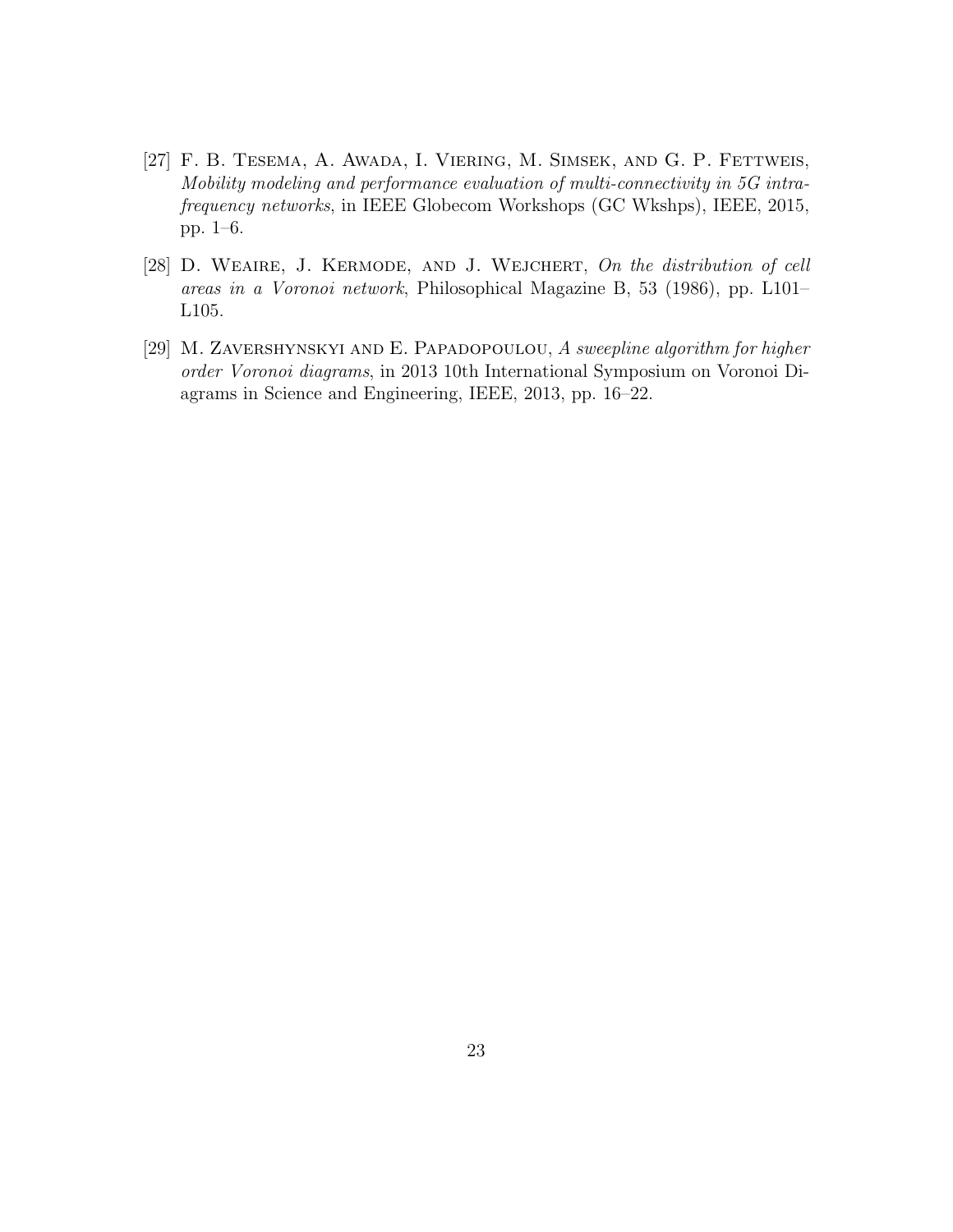[27] F. B. Tesema, A. Awada, I. Viering, M. Simsek, and G. P. Fettweis, *Mobility modeling and performance evaluation of multi-connectivity in 5G intra-frequency networks*, in IEEE Globecom Workshops (GC Wkshps), IEEE, 2015, pp. 1–6.

[28] D. Weaire, J. Kermode, and J. Wejchert, *On the distribution of cell areas in a Voronoi network*, Philosophical Magazine B, 53 (1986), pp. L101–L105.

[29] M. Zavershynskyi and E. Papadopoulou, *A sweepline algorithm for higher order Voronoi diagrams*, in 2013 10th International Symposium on Voronoi Diagrams in Science and Engineering, IEEE, 2013, pp. 16–22.